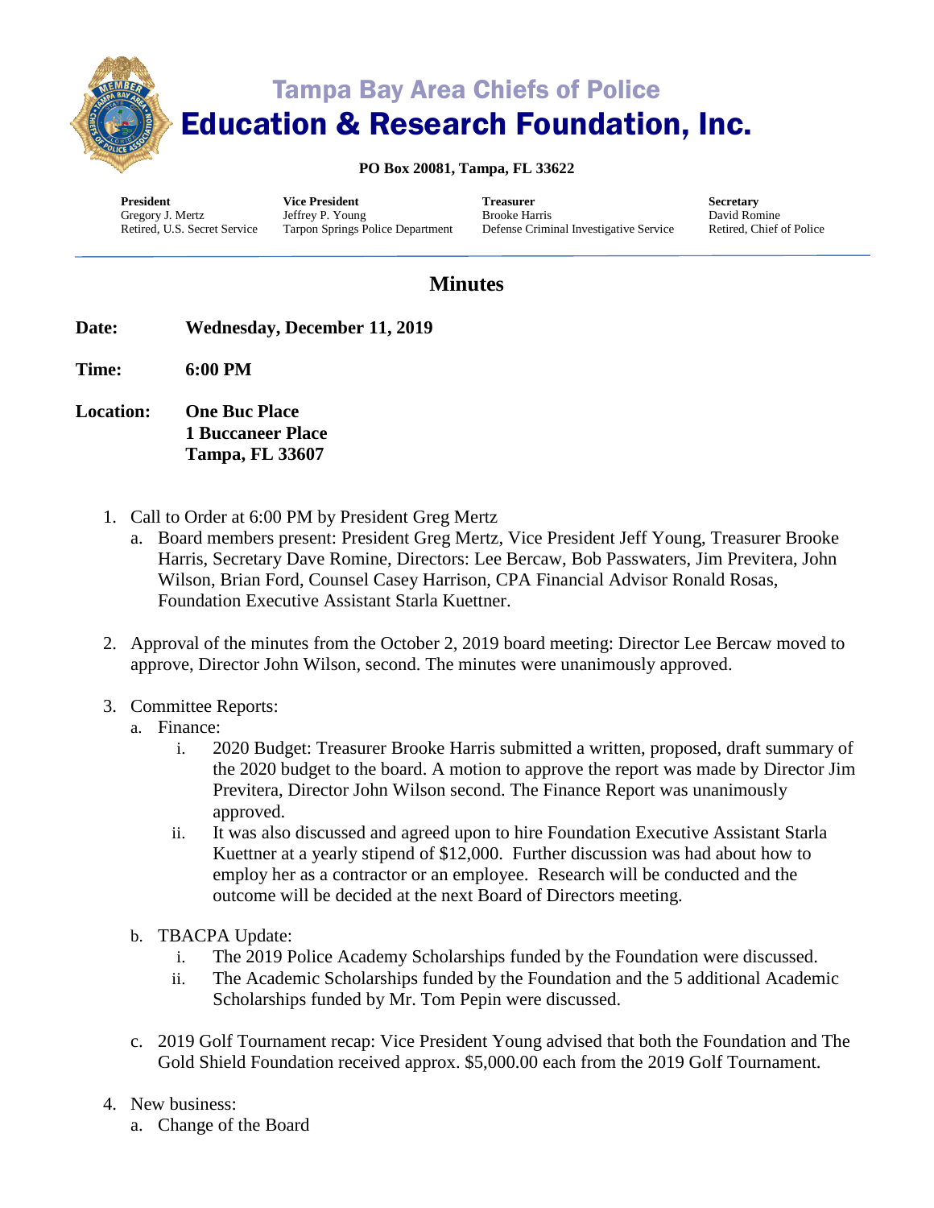# Tampa Bay Area Chiefs of Police
# Education & Research Foundation, Inc.

**PO Box 20081, Tampa, FL 33622**

| **President** | **Vice President** | **Treasurer** | **Secretary** |
|---|---|---|---|
| Gregory J. Mertz | Jeffrey P. Young | Brooke Harris | David Romine |
| Retired, U.S. Secret Service | Tarpon Springs Police Department | Defense Criminal Investigative Service | Retired, Chief of Police |

## Minutes

**Date:** **Wednesday, December 11, 2019**

**Time:** **6:00 PM**

**Location:** **One Buc Place**
**1 Buccaneer Place**
**Tampa, FL 33607**

1. Call to Order at 6:00 PM by President Greg Mertz
   a. Board members present: President Greg Mertz, Vice President Jeff Young, Treasurer Brooke Harris, Secretary Dave Romine, Directors: Lee Bercaw, Bob Passwaters, Jim Previtera, John Wilson, Brian Ford, Counsel Casey Harrison, CPA Financial Advisor Ronald Rosas, Foundation Executive Assistant Starla Kuettner.

2. Approval of the minutes from the October 2, 2019 board meeting: Director Lee Bercaw moved to approve, Director John Wilson, second. The minutes were unanimously approved.

3. Committee Reports:
   a. Finance:
      i. 2020 Budget: Treasurer Brooke Harris submitted a written, proposed, draft summary of the 2020 budget to the board. A motion to approve the report was made by Director Jim Previtera, Director John Wilson second. The Finance Report was unanimously approved.
      ii. It was also discussed and agreed upon to hire Foundation Executive Assistant Starla Kuettner at a yearly stipend of $12,000. Further discussion was had about how to employ her as a contractor or an employee. Research will be conducted and the outcome will be decided at the next Board of Directors meeting.

   b. TBACPA Update:
      i. The 2019 Police Academy Scholarships funded by the Foundation were discussed.
      ii. The Academic Scholarships funded by the Foundation and the 5 additional Academic Scholarships funded by Mr. Tom Pepin were discussed.

   c. 2019 Golf Tournament recap: Vice President Young advised that both the Foundation and The Gold Shield Foundation received approx. $5,000.00 each from the 2019 Golf Tournament.

4. New business:
   a. Change of the Board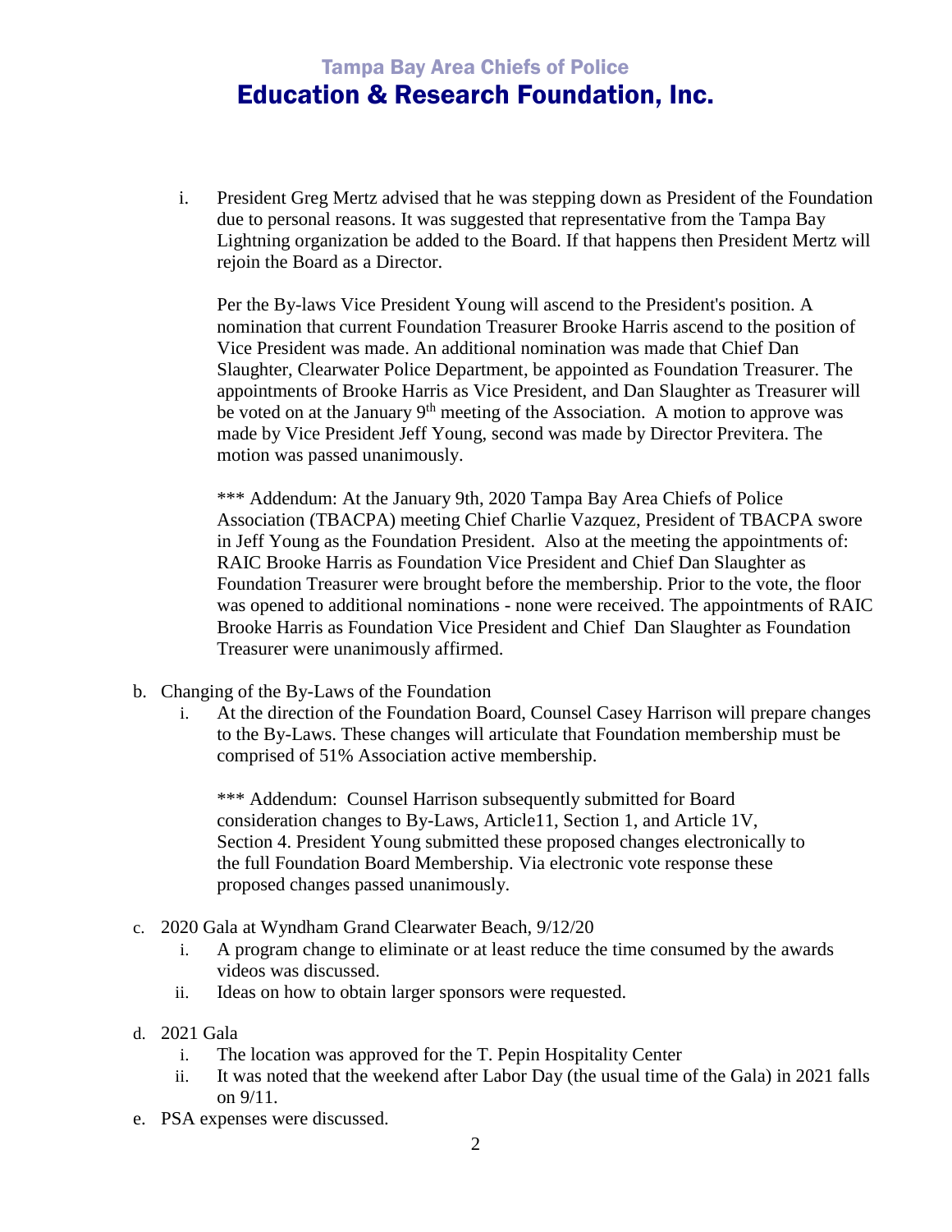i. President Greg Mertz advised that he was stepping down as President of the Foundation due to personal reasons. It was suggested that representative from the Tampa Bay Lightning organization be added to the Board. If that happens then President Mertz will rejoin the Board as a Director.

   Per the By-laws Vice President Young will ascend to the President's position. A nomination that current Foundation Treasurer Brooke Harris ascend to the position of Vice President was made. An additional nomination was made that Chief Dan Slaughter, Clearwater Police Department, be appointed as Foundation Treasurer. The appointments of Brooke Harris as Vice President, and Dan Slaughter as Treasurer will be voted on at the January 9th meeting of the Association. A motion to approve was made by Vice President Jeff Young, second was made by Director Previtera. The motion was passed unanimously.

   *** Addendum: At the January 9th, 2020 Tampa Bay Area Chiefs of Police Association (TBACPA) meeting Chief Charlie Vazquez, President of TBACPA swore in Jeff Young as the Foundation President. Also at the meeting the appointments of: RAIC Brooke Harris as Foundation Vice President and Chief Dan Slaughter as Foundation Treasurer were brought before the membership. Prior to the vote, the floor was opened to additional nominations - none were received. The appointments of RAIC Brooke Harris as Foundation Vice President and Chief Dan Slaughter as Foundation Treasurer were unanimously affirmed.

b. Changing of the By-Laws of the Foundation
   i. At the direction of the Foundation Board, Counsel Casey Harrison will prepare changes to the By-Laws. These changes will articulate that Foundation membership must be comprised of 51% Association active membership.

      *** Addendum: Counsel Harrison subsequently submitted for Board consideration changes to By-Laws, Article11, Section 1, and Article 1V, Section 4. President Young submitted these proposed changes electronically to the full Foundation Board Membership. Via electronic vote response these proposed changes passed unanimously.

c. 2020 Gala at Wyndham Grand Clearwater Beach, 9/12/20
   i. A program change to eliminate or at least reduce the time consumed by the awards videos was discussed.
   ii. Ideas on how to obtain larger sponsors were requested.

d. 2021 Gala
   i. The location was approved for the T. Pepin Hospitality Center
   ii. It was noted that the weekend after Labor Day (the usual time of the Gala) in 2021 falls on 9/11.

e. PSA expenses were discussed.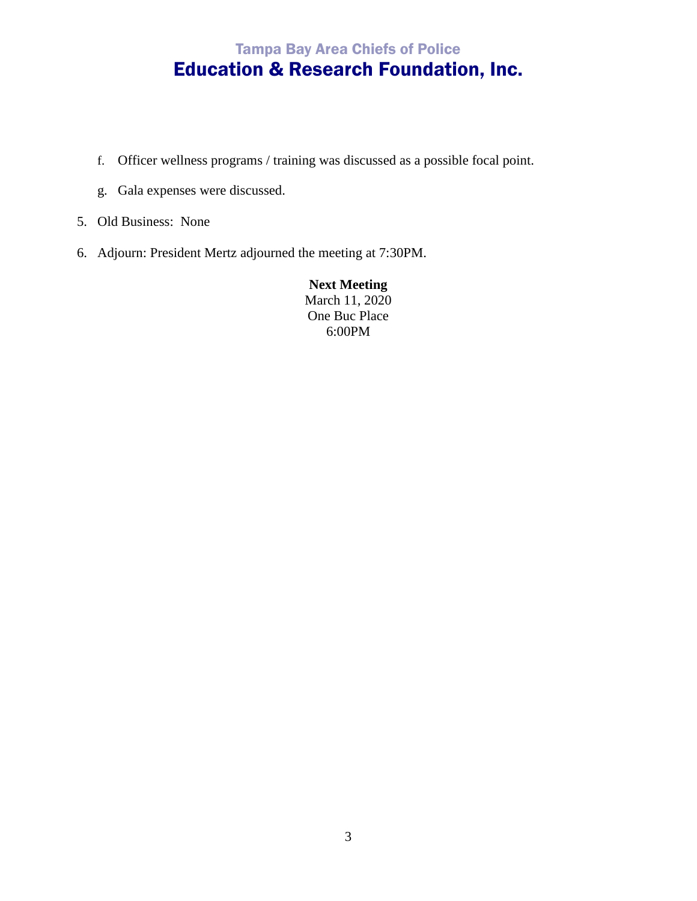f. Officer wellness programs / training was discussed as a possible focal point.

g. Gala expenses were discussed.

5. Old Business: None

6. Adjourn: President Mertz adjourned the meeting at 7:30PM.

**Next Meeting**
March 11, 2020
One Buc Place
6:00PM